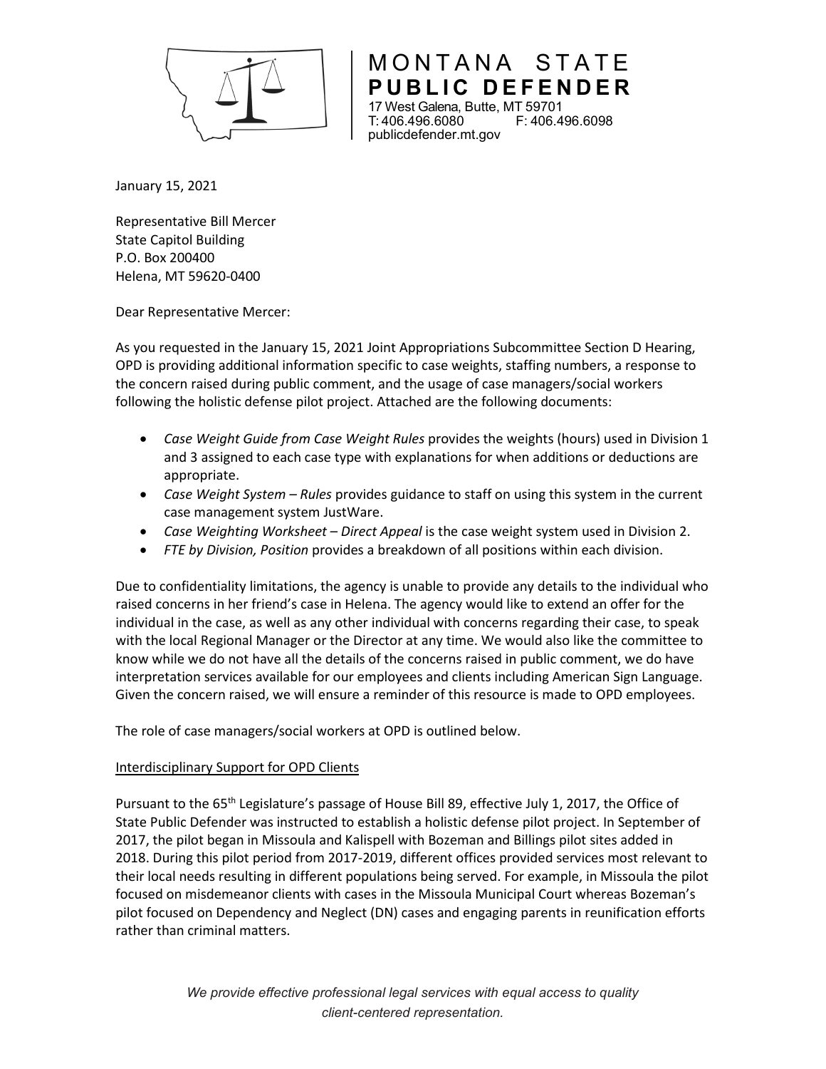# MONTANA STATE
# PUBLIC DEFENDER

17 West Galena, Butte, MT 59701
T: 406.496.6080 F: 406.496.6098
publicdefender.mt.gov

January 15, 2021

Representative Bill Mercer
State Capitol Building
P.O. Box 200400
Helena, MT 59620-0400

Dear Representative Mercer:

As you requested in the January 15, 2021 Joint Appropriations Subcommittee Section D Hearing, OPD is providing additional information specific to case weights, staffing numbers, a response to the concern raised during public comment, and the usage of case managers/social workers following the holistic defense pilot project. Attached are the following documents:

- *Case Weight Guide from Case Weight Rules* provides the weights (hours) used in Division 1 and 3 assigned to each case type with explanations for when additions or deductions are appropriate.
- *Case Weight System – Rules* provides guidance to staff on using this system in the current case management system JustWare.
- *Case Weighting Worksheet – Direct Appeal* is the case weight system used in Division 2.
- *FTE by Division, Position* provides a breakdown of all positions within each division.

Due to confidentiality limitations, the agency is unable to provide any details to the individual who raised concerns in her friend's case in Helena. The agency would like to extend an offer for the individual in the case, as well as any other individual with concerns regarding their case, to speak with the local Regional Manager or the Director at any time. We would also like the committee to know while we do not have all the details of the concerns raised in public comment, we do have interpretation services available for our employees and clients including American Sign Language. Given the concern raised, we will ensure a reminder of this resource is made to OPD employees.

The role of case managers/social workers at OPD is outlined below.

<u>Interdisciplinary Support for OPD Clients</u>

Pursuant to the 65th Legislature's passage of House Bill 89, effective July 1, 2017, the Office of State Public Defender was instructed to establish a holistic defense pilot project. In September of 2017, the pilot began in Missoula and Kalispell with Bozeman and Billings pilot sites added in 2018. During this pilot period from 2017-2019, different offices provided services most relevant to their local needs resulting in different populations being served. For example, in Missoula the pilot focused on misdemeanor clients with cases in the Missoula Municipal Court whereas Bozeman's pilot focused on Dependency and Neglect (DN) cases and engaging parents in reunification efforts rather than criminal matters.

*We provide effective professional legal services with equal access to quality client-centered representation.*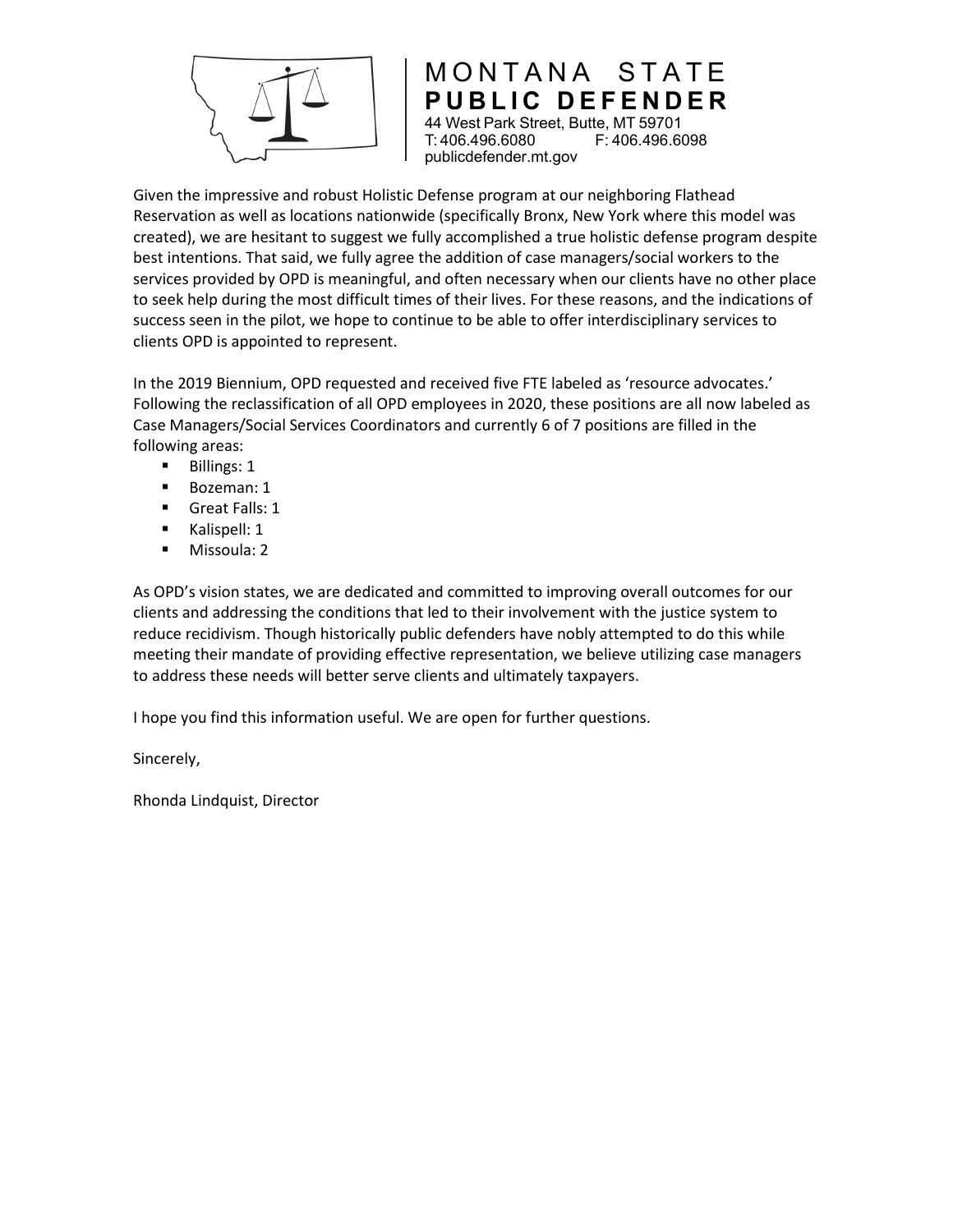MONTANA STATE
**PUBLIC DEFENDER**
44 West Park Street, Butte, MT 59701
T: 406.496.6080 F: 406.496.6098
publicdefender.mt.gov

Given the impressive and robust Holistic Defense program at our neighboring Flathead Reservation as well as locations nationwide (specifically Bronx, New York where this model was created), we are hesitant to suggest we fully accomplished a true holistic defense program despite best intentions. That said, we fully agree the addition of case managers/social workers to the services provided by OPD is meaningful, and often necessary when our clients have no other place to seek help during the most difficult times of their lives. For these reasons, and the indications of success seen in the pilot, we hope to continue to be able to offer interdisciplinary services to clients OPD is appointed to represent.

In the 2019 Biennium, OPD requested and received five FTE labeled as 'resource advocates.' Following the reclassification of all OPD employees in 2020, these positions are all now labeled as Case Managers/Social Services Coordinators and currently 6 of 7 positions are filled in the following areas:

- Billings: 1
- Bozeman: 1
- Great Falls: 1
- Kalispell: 1
- Missoula: 2

As OPD's vision states, we are dedicated and committed to improving overall outcomes for our clients and addressing the conditions that led to their involvement with the justice system to reduce recidivism. Though historically public defenders have nobly attempted to do this while meeting their mandate of providing effective representation, we believe utilizing case managers to address these needs will better serve clients and ultimately taxpayers.

I hope you find this information useful. We are open for further questions.

Sincerely,

Rhonda Lindquist, Director